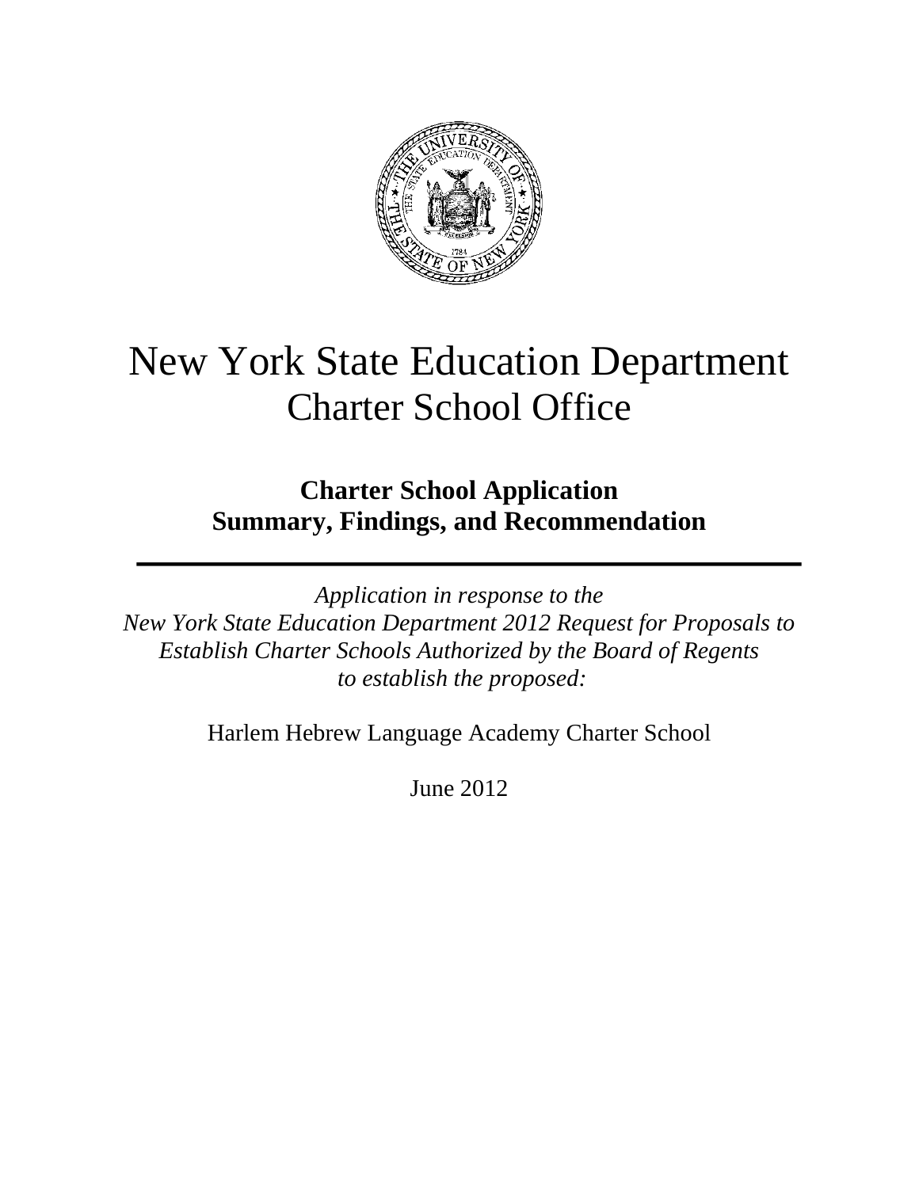# New York State Education Department
## Charter School Office

### Charter School Application
### Summary, Findings, and Recommendation

---

*Application in response to the*
*New York State Education Department 2012 Request for Proposals to Establish Charter Schools Authorized by the Board of Regents to establish the proposed:*

Harlem Hebrew Language Academy Charter School

June 2012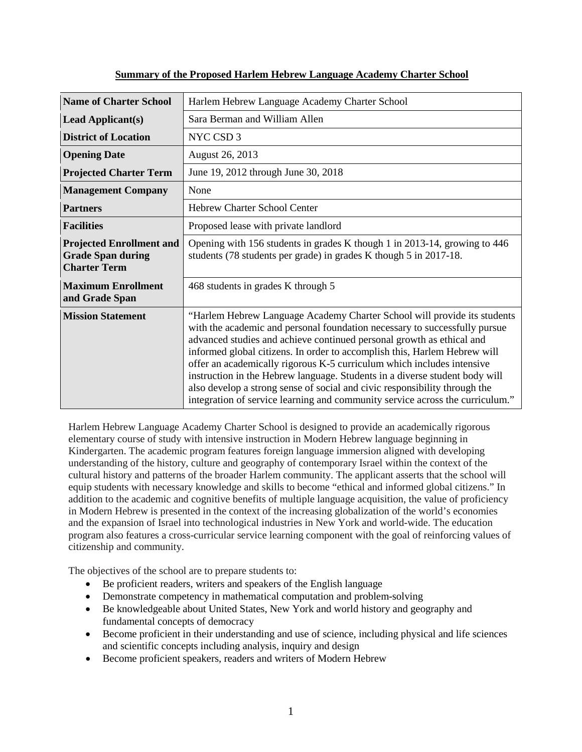## Summary of the Proposed Harlem Hebrew Language Academy Charter School

| | |
|---|---|
| **Name of Charter School** | Harlem Hebrew Language Academy Charter School |
| **Lead Applicant(s)** | Sara Berman and William Allen |
| **District of Location** | NYC CSD 3 |
| **Opening Date** | August 26, 2013 |
| **Projected Charter Term** | June 19, 2012 through June 30, 2018 |
| **Management Company** | None |
| **Partners** | Hebrew Charter School Center |
| **Facilities** | Proposed lease with private landlord |
| **Projected Enrollment and Grade Span during Charter Term** | Opening with 156 students in grades K though 1 in 2013-14, growing to 446 students (78 students per grade) in grades K though 5 in 2017-18. |
| **Maximum Enrollment and Grade Span** | 468 students in grades K through 5 |
| **Mission Statement** | "Harlem Hebrew Language Academy Charter School will provide its students with the academic and personal foundation necessary to successfully pursue advanced studies and achieve continued personal growth as ethical and informed global citizens. In order to accomplish this, Harlem Hebrew will offer an academically rigorous K-5 curriculum which includes intensive instruction in the Hebrew language. Students in a diverse student body will also develop a strong sense of social and civic responsibility through the integration of service learning and community service across the curriculum." |

Harlem Hebrew Language Academy Charter School is designed to provide an academically rigorous elementary course of study with intensive instruction in Modern Hebrew language beginning in Kindergarten. The academic program features foreign language immersion aligned with developing understanding of the history, culture and geography of contemporary Israel within the context of the cultural history and patterns of the broader Harlem community. The applicant asserts that the school will equip students with necessary knowledge and skills to become "ethical and informed global citizens." In addition to the academic and cognitive benefits of multiple language acquisition, the value of proficiency in Modern Hebrew is presented in the context of the increasing globalization of the world's economies and the expansion of Israel into technological industries in New York and world-wide. The education program also features a cross-curricular service learning component with the goal of reinforcing values of citizenship and community.

The objectives of the school are to prepare students to:

- Be proficient readers, writers and speakers of the English language
- Demonstrate competency in mathematical computation and problem-solving
- Be knowledgeable about United States, New York and world history and geography and fundamental concepts of democracy
- Become proficient in their understanding and use of science, including physical and life sciences and scientific concepts including analysis, inquiry and design
- Become proficient speakers, readers and writers of Modern Hebrew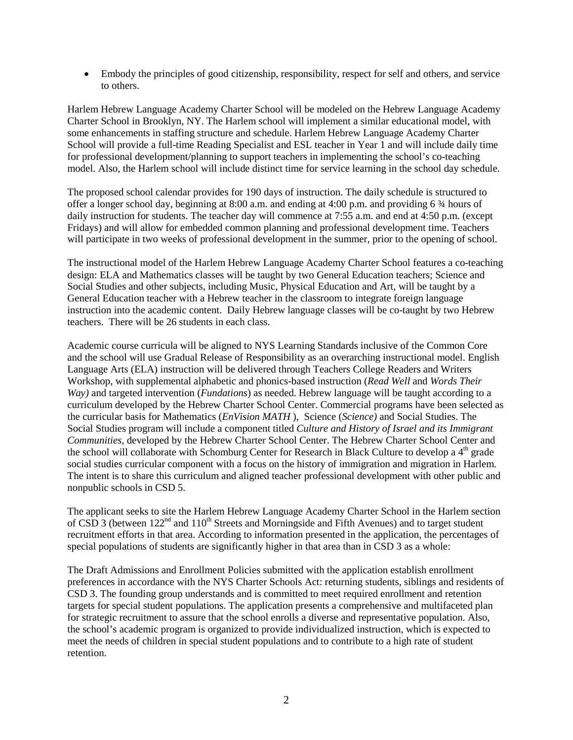- Embody the principles of good citizenship, responsibility, respect for self and others, and service to others.

Harlem Hebrew Language Academy Charter School will be modeled on the Hebrew Language Academy Charter School in Brooklyn, NY. The Harlem school will implement a similar educational model, with some enhancements in staffing structure and schedule. Harlem Hebrew Language Academy Charter School will provide a full-time Reading Specialist and ESL teacher in Year 1 and will include daily time for professional development/planning to support teachers in implementing the school's co-teaching model. Also, the Harlem school will include distinct time for service learning in the school day schedule.

The proposed school calendar provides for 190 days of instruction. The daily schedule is structured to offer a longer school day, beginning at 8:00 a.m. and ending at 4:00 p.m. and providing 6 ¾ hours of daily instruction for students. The teacher day will commence at 7:55 a.m. and end at 4:50 p.m. (except Fridays) and will allow for embedded common planning and professional development time. Teachers will participate in two weeks of professional development in the summer, prior to the opening of school.

The instructional model of the Harlem Hebrew Language Academy Charter School features a co-teaching design: ELA and Mathematics classes will be taught by two General Education teachers; Science and Social Studies and other subjects, including Music, Physical Education and Art, will be taught by a General Education teacher with a Hebrew teacher in the classroom to integrate foreign language instruction into the academic content. Daily Hebrew language classes will be co-taught by two Hebrew teachers. There will be 26 students in each class.

Academic course curricula will be aligned to NYS Learning Standards inclusive of the Common Core and the school will use Gradual Release of Responsibility as an overarching instructional model. English Language Arts (ELA) instruction will be delivered through Teachers College Readers and Writers Workshop, with supplemental alphabetic and phonics-based instruction (*Read Well* and *Words Their Way)* and targeted intervention (*Fundations*) as needed. Hebrew language will be taught according to a curriculum developed by the Hebrew Charter School Center. Commercial programs have been selected as the curricular basis for Mathematics (*EnVision MATH* ), Science (*Science)* and Social Studies. The Social Studies program will include a component titled *Culture and History of Israel and its Immigrant Communities*, developed by the Hebrew Charter School Center. The Hebrew Charter School Center and the school will collaborate with Schomburg Center for Research in Black Culture to develop a 4th grade social studies curricular component with a focus on the history of immigration and migration in Harlem. The intent is to share this curriculum and aligned teacher professional development with other public and nonpublic schools in CSD 5.

The applicant seeks to site the Harlem Hebrew Language Academy Charter School in the Harlem section of CSD 3 (between 122nd and 110th Streets and Morningside and Fifth Avenues) and to target student recruitment efforts in that area. According to information presented in the application, the percentages of special populations of students are significantly higher in that area than in CSD 3 as a whole:

The Draft Admissions and Enrollment Policies submitted with the application establish enrollment preferences in accordance with the NYS Charter Schools Act: returning students, siblings and residents of CSD 3. The founding group understands and is committed to meet required enrollment and retention targets for special student populations. The application presents a comprehensive and multifaceted plan for strategic recruitment to assure that the school enrolls a diverse and representative population. Also, the school's academic program is organized to provide individualized instruction, which is expected to meet the needs of children in special student populations and to contribute to a high rate of student retention.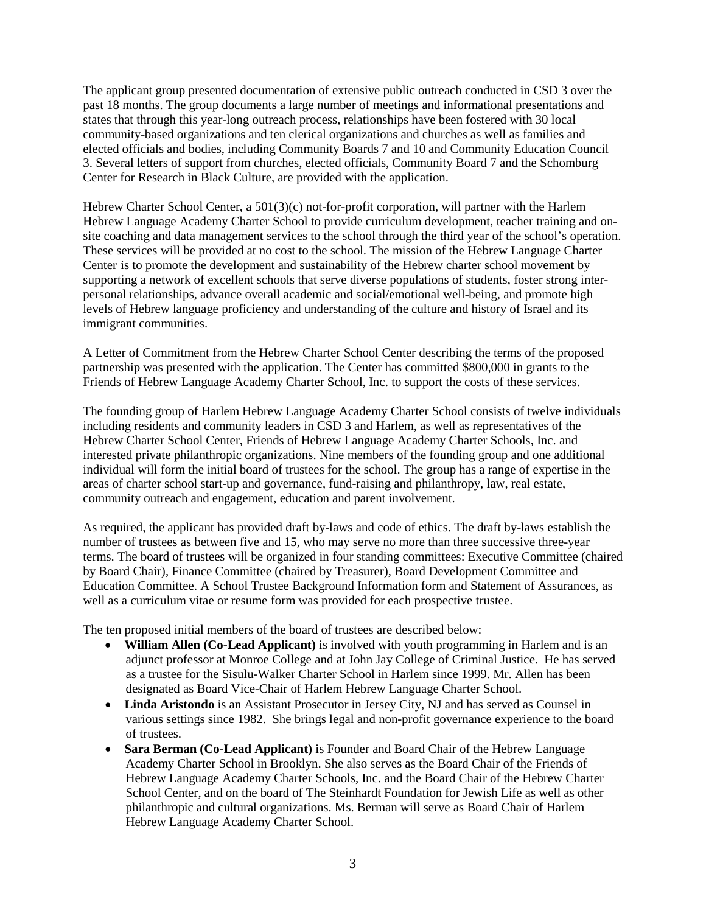The applicant group presented documentation of extensive public outreach conducted in CSD 3 over the past 18 months. The group documents a large number of meetings and informational presentations and states that through this year-long outreach process, relationships have been fostered with 30 local community-based organizations and ten clerical organizations and churches as well as families and elected officials and bodies, including Community Boards 7 and 10 and Community Education Council 3. Several letters of support from churches, elected officials, Community Board 7 and the Schomburg Center for Research in Black Culture, are provided with the application.

Hebrew Charter School Center, a 501(3)(c) not-for-profit corporation, will partner with the Harlem Hebrew Language Academy Charter School to provide curriculum development, teacher training and on-site coaching and data management services to the school through the third year of the school's operation. These services will be provided at no cost to the school. The mission of the Hebrew Language Charter Center is to promote the development and sustainability of the Hebrew charter school movement by supporting a network of excellent schools that serve diverse populations of students, foster strong inter-personal relationships, advance overall academic and social/emotional well-being, and promote high levels of Hebrew language proficiency and understanding of the culture and history of Israel and its immigrant communities.

A Letter of Commitment from the Hebrew Charter School Center describing the terms of the proposed partnership was presented with the application. The Center has committed \$800,000 in grants to the Friends of Hebrew Language Academy Charter School, Inc. to support the costs of these services.

The founding group of Harlem Hebrew Language Academy Charter School consists of twelve individuals including residents and community leaders in CSD 3 and Harlem, as well as representatives of the Hebrew Charter School Center, Friends of Hebrew Language Academy Charter Schools, Inc. and interested private philanthropic organizations. Nine members of the founding group and one additional individual will form the initial board of trustees for the school. The group has a range of expertise in the areas of charter school start-up and governance, fund-raising and philanthropy, law, real estate, community outreach and engagement, education and parent involvement.

As required, the applicant has provided draft by-laws and code of ethics. The draft by-laws establish the number of trustees as between five and 15, who may serve no more than three successive three-year terms. The board of trustees will be organized in four standing committees: Executive Committee (chaired by Board Chair), Finance Committee (chaired by Treasurer), Board Development Committee and Education Committee. A School Trustee Background Information form and Statement of Assurances, as well as a curriculum vitae or resume form was provided for each prospective trustee.

The ten proposed initial members of the board of trustees are described below:

- **William Allen (Co-Lead Applicant)** is involved with youth programming in Harlem and is an adjunct professor at Monroe College and at John Jay College of Criminal Justice. He has served as a trustee for the Sisulu-Walker Charter School in Harlem since 1999. Mr. Allen has been designated as Board Vice-Chair of Harlem Hebrew Language Charter School.
- **Linda Aristondo** is an Assistant Prosecutor in Jersey City, NJ and has served as Counsel in various settings since 1982. She brings legal and non-profit governance experience to the board of trustees.
- **Sara Berman (Co-Lead Applicant)** is Founder and Board Chair of the Hebrew Language Academy Charter School in Brooklyn. She also serves as the Board Chair of the Friends of Hebrew Language Academy Charter Schools, Inc. and the Board Chair of the Hebrew Charter School Center, and on the board of The Steinhardt Foundation for Jewish Life as well as other philanthropic and cultural organizations. Ms. Berman will serve as Board Chair of Harlem Hebrew Language Academy Charter School.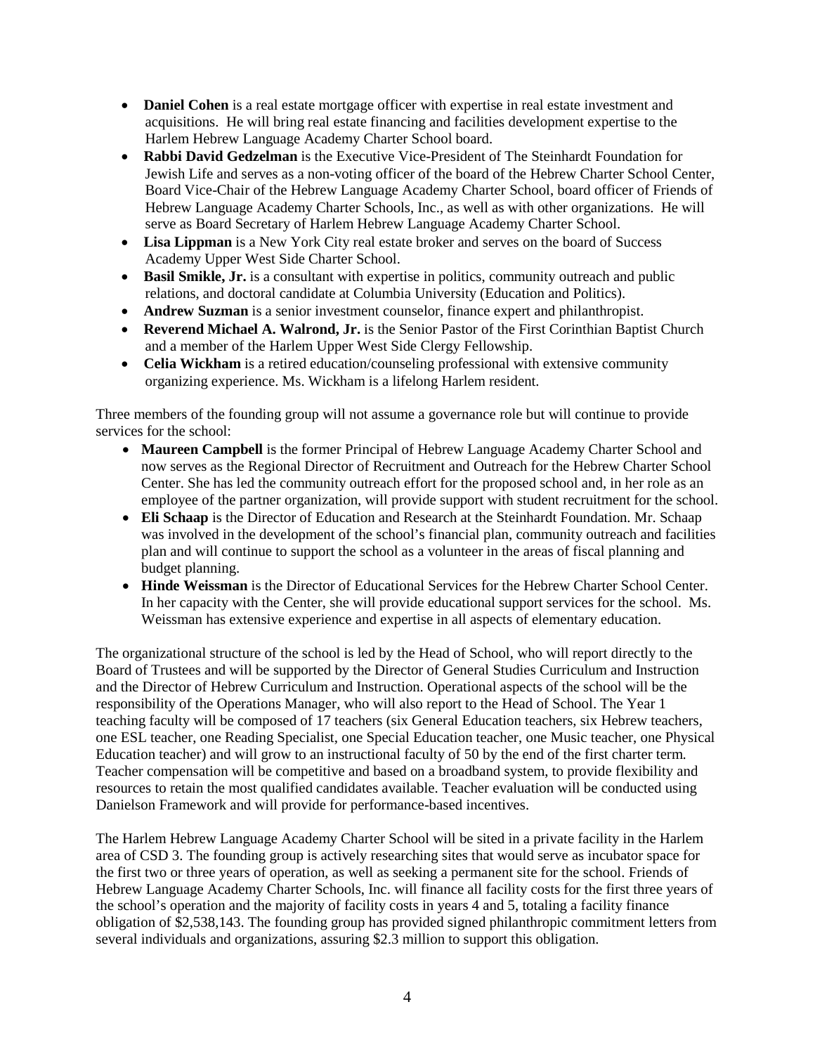- **Daniel Cohen** is a real estate mortgage officer with expertise in real estate investment and acquisitions. He will bring real estate financing and facilities development expertise to the Harlem Hebrew Language Academy Charter School board.
- **Rabbi David Gedzelman** is the Executive Vice-President of The Steinhardt Foundation for Jewish Life and serves as a non-voting officer of the board of the Hebrew Charter School Center, Board Vice-Chair of the Hebrew Language Academy Charter School, board officer of Friends of Hebrew Language Academy Charter Schools, Inc., as well as with other organizations. He will serve as Board Secretary of Harlem Hebrew Language Academy Charter School.
- **Lisa Lippman** is a New York City real estate broker and serves on the board of Success Academy Upper West Side Charter School.
- **Basil Smikle, Jr.** is a consultant with expertise in politics, community outreach and public relations, and doctoral candidate at Columbia University (Education and Politics).
- **Andrew Suzman** is a senior investment counselor, finance expert and philanthropist.
- **Reverend Michael A. Walrond, Jr.** is the Senior Pastor of the First Corinthian Baptist Church and a member of the Harlem Upper West Side Clergy Fellowship.
- **Celia Wickham** is a retired education/counseling professional with extensive community organizing experience. Ms. Wickham is a lifelong Harlem resident.

Three members of the founding group will not assume a governance role but will continue to provide services for the school:

- **Maureen Campbell** is the former Principal of Hebrew Language Academy Charter School and now serves as the Regional Director of Recruitment and Outreach for the Hebrew Charter School Center. She has led the community outreach effort for the proposed school and, in her role as an employee of the partner organization, will provide support with student recruitment for the school.
- **Eli Schaap** is the Director of Education and Research at the Steinhardt Foundation. Mr. Schaap was involved in the development of the school's financial plan, community outreach and facilities plan and will continue to support the school as a volunteer in the areas of fiscal planning and budget planning.
- **Hinde Weissman** is the Director of Educational Services for the Hebrew Charter School Center. In her capacity with the Center, she will provide educational support services for the school. Ms. Weissman has extensive experience and expertise in all aspects of elementary education.

The organizational structure of the school is led by the Head of School, who will report directly to the Board of Trustees and will be supported by the Director of General Studies Curriculum and Instruction and the Director of Hebrew Curriculum and Instruction. Operational aspects of the school will be the responsibility of the Operations Manager, who will also report to the Head of School. The Year 1 teaching faculty will be composed of 17 teachers (six General Education teachers, six Hebrew teachers, one ESL teacher, one Reading Specialist, one Special Education teacher, one Music teacher, one Physical Education teacher) and will grow to an instructional faculty of 50 by the end of the first charter term. Teacher compensation will be competitive and based on a broadband system, to provide flexibility and resources to retain the most qualified candidates available. Teacher evaluation will be conducted using Danielson Framework and will provide for performance-based incentives.

The Harlem Hebrew Language Academy Charter School will be sited in a private facility in the Harlem area of CSD 3. The founding group is actively researching sites that would serve as incubator space for the first two or three years of operation, as well as seeking a permanent site for the school. Friends of Hebrew Language Academy Charter Schools, Inc. will finance all facility costs for the first three years of the school's operation and the majority of facility costs in years 4 and 5, totaling a facility finance obligation of $2,538,143. The founding group has provided signed philanthropic commitment letters from several individuals and organizations, assuring $2.3 million to support this obligation.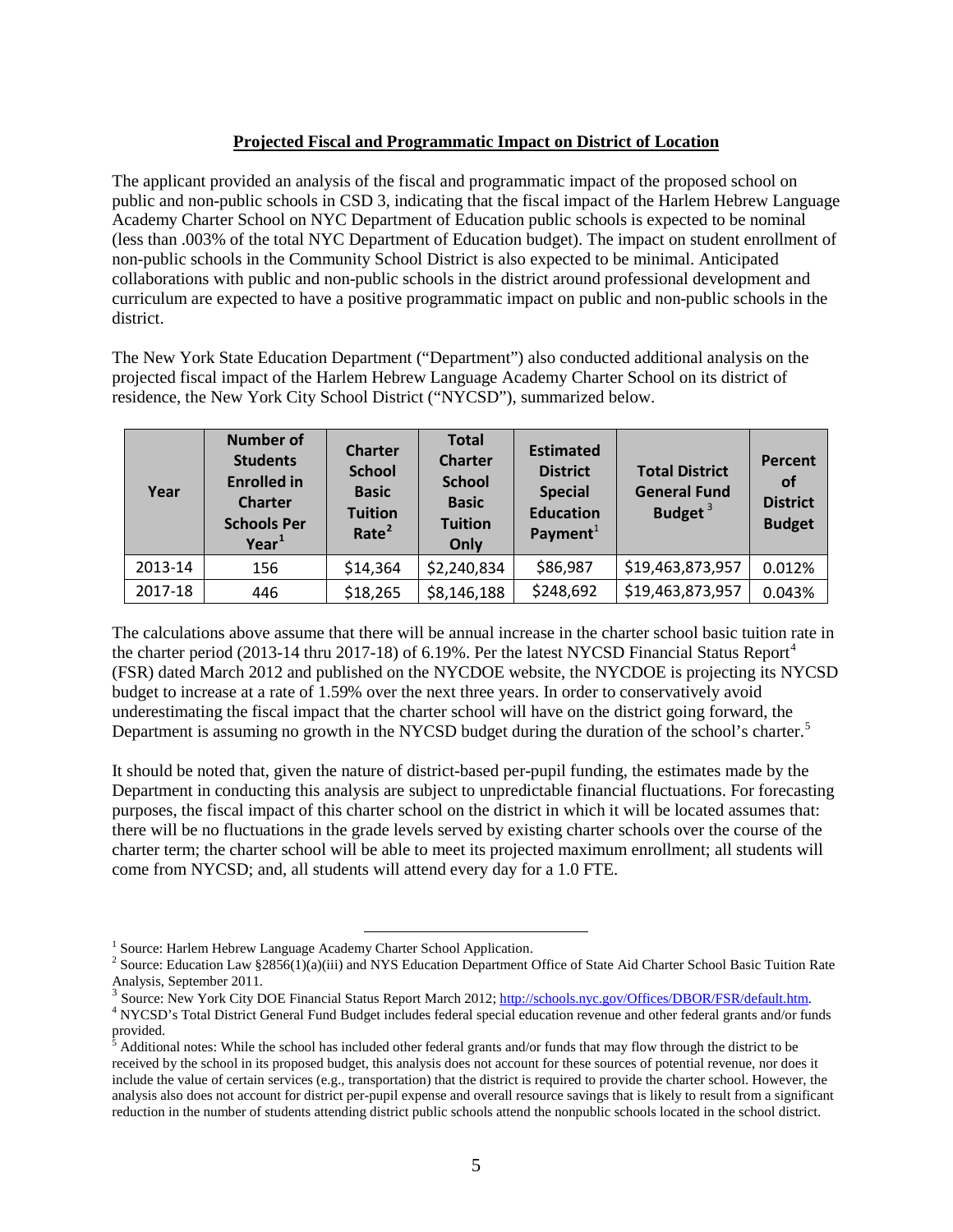**Projected Fiscal and Programmatic Impact on District of Location**

The applicant provided an analysis of the fiscal and programmatic impact of the proposed school on public and non-public schools in CSD 3, indicating that the fiscal impact of the Harlem Hebrew Language Academy Charter School on NYC Department of Education public schools is expected to be nominal (less than .003% of the total NYC Department of Education budget). The impact on student enrollment of non-public schools in the Community School District is also expected to be minimal. Anticipated collaborations with public and non-public schools in the district around professional development and curriculum are expected to have a positive programmatic impact on public and non-public schools in the district.

The New York State Education Department ("Department") also conducted additional analysis on the projected fiscal impact of the Harlem Hebrew Language Academy Charter School on its district of residence, the New York City School District ("NYCSD"), summarized below.

| Year | Number of Students Enrolled in Charter Schools Per Year[1] | Charter School Basic Tuition Rate[2] | Total Charter School Basic Tuition Only | Estimated District Special Education Payment[1] | Total District General Fund Budget[3] | Percent of District Budget |
|---|---|---|---|---|---|---|
| 2013-14 | 156 | $14,364 | $2,240,834 | $86,987 | $19,463,873,957 | 0.012% |
| 2017-18 | 446 | $18,265 | $8,146,188 | $248,692 | $19,463,873,957 | 0.043% |

The calculations above assume that there will be annual increase in the charter school basic tuition rate in the charter period (2013-14 thru 2017-18) of 6.19%. Per the latest NYCSD Financial Status Report[4] (FSR) dated March 2012 and published on the NYCDOE website, the NYCDOE is projecting its NYCSD budget to increase at a rate of 1.59% over the next three years. In order to conservatively avoid underestimating the fiscal impact that the charter school will have on the district going forward, the Department is assuming no growth in the NYCSD budget during the duration of the school's charter.[5]

It should be noted that, given the nature of district-based per-pupil funding, the estimates made by the Department in conducting this analysis are subject to unpredictable financial fluctuations. For forecasting purposes, the fiscal impact of this charter school on the district in which it will be located assumes that: there will be no fluctuations in the grade levels served by existing charter schools over the course of the charter term; the charter school will be able to meet its projected maximum enrollment; all students will come from NYCSD; and, all students will attend every day for a 1.0 FTE.

---

[1] Source: Harlem Hebrew Language Academy Charter School Application.

[2] Source: Education Law §2856(1)(a)(iii) and NYS Education Department Office of State Aid Charter School Basic Tuition Rate Analysis, September 2011.

[3] Source: New York City DOE Financial Status Report March 2012; http://schools.nyc.gov/Offices/DBOR/FSR/default.htm.

[4] NYCSD's Total District General Fund Budget includes federal special education revenue and other federal grants and/or funds provided.

[5] Additional notes: While the school has included other federal grants and/or funds that may flow through the district to be received by the school in its proposed budget, this analysis does not account for these sources of potential revenue, nor does it include the value of certain services (e.g., transportation) that the district is required to provide the charter school. However, the analysis also does not account for district per-pupil expense and overall resource savings that is likely to result from a significant reduction in the number of students attending district public schools attend the nonpublic schools located in the school district.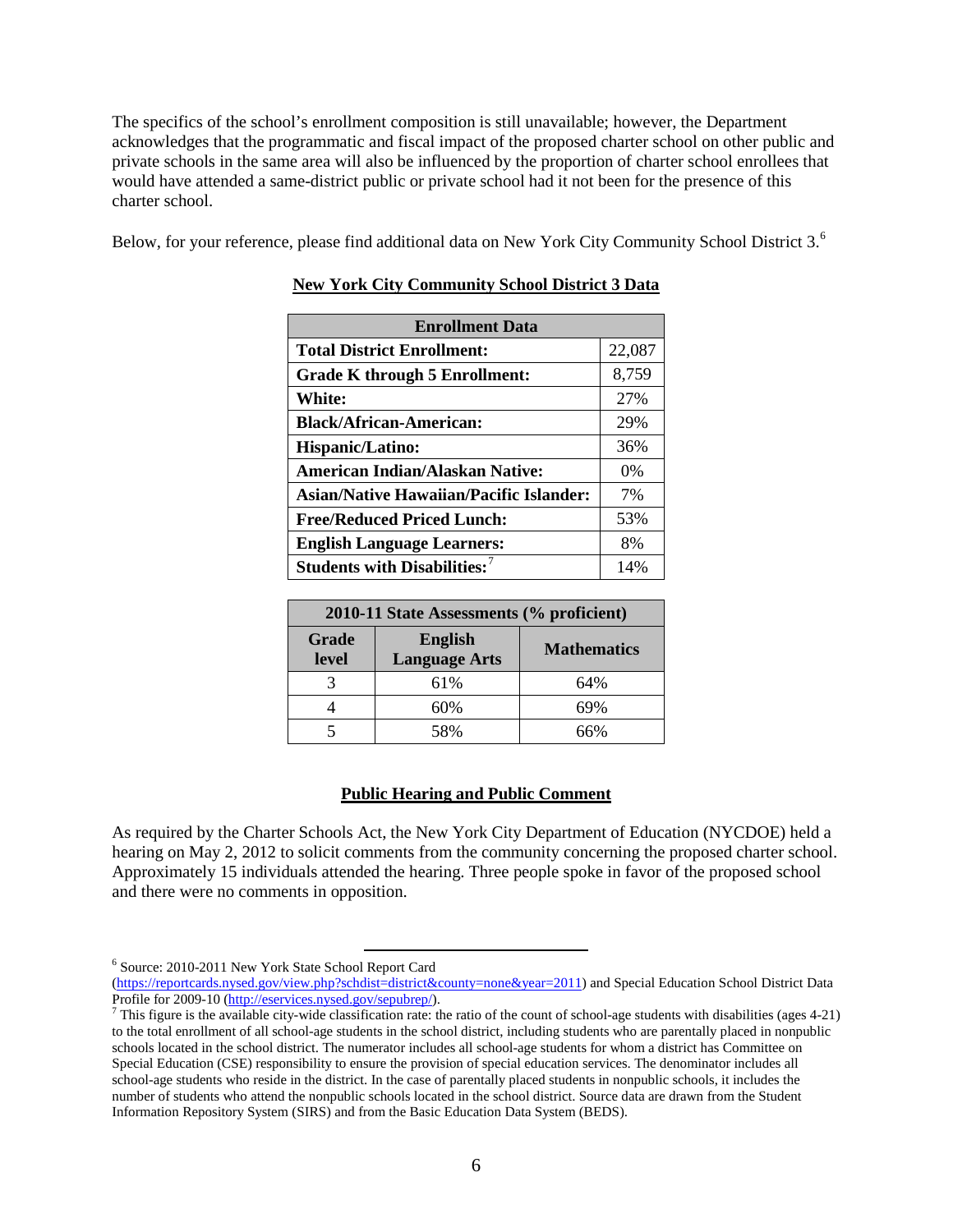The specifics of the school's enrollment composition is still unavailable; however, the Department acknowledges that the programmatic and fiscal impact of the proposed charter school on other public and private schools in the same area will also be influenced by the proportion of charter school enrollees that would have attended a same-district public or private school had it not been for the presence of this charter school.

Below, for your reference, please find additional data on New York City Community School District 3.[6]

**New York City Community School District 3 Data**

| Enrollment Data | |
|---|---|
| **Total District Enrollment:** | 22,087 |
| **Grade K through 5 Enrollment:** | 8,759 |
| **White:** | 27% |
| **Black/African-American:** | 29% |
| **Hispanic/Latino:** | 36% |
| **American Indian/Alaskan Native:** | 0% |
| **Asian/Native Hawaiian/Pacific Islander:** | 7% |
| **Free/Reduced Priced Lunch:** | 53% |
| **English Language Learners:** | 8% |
| **Students with Disabilities:**[7] | 14% |

| 2010-11 State Assessments (% proficient) | | |
|---|---|---|
| **Grade level** | **English Language Arts** | **Mathematics** |
| 3 | 61% | 64% |
| 4 | 60% | 69% |
| 5 | 58% | 66% |

**Public Hearing and Public Comment**

As required by the Charter Schools Act, the New York City Department of Education (NYCDOE) held a hearing on May 2, 2012 to solicit comments from the community concerning the proposed charter school. Approximately 15 individuals attended the hearing. Three people spoke in favor of the proposed school and there were no comments in opposition.

---

[6] Source: 2010-2011 New York State School Report Card (https://reportcards.nysed.gov/view.php?schdist=district&county=none&year=2011) and Special Education School District Data Profile for 2009-10 (http://eservices.nysed.gov/sepubrep/).

[7] This figure is the available city-wide classification rate: the ratio of the count of school-age students with disabilities (ages 4-21) to the total enrollment of all school-age students in the school district, including students who are parentally placed in nonpublic schools located in the school district. The numerator includes all school-age students for whom a district has Committee on Special Education (CSE) responsibility to ensure the provision of special education services. The denominator includes all school-age students who reside in the district. In the case of parentally placed students in nonpublic schools, it includes the number of students who attend the nonpublic schools located in the school district. Source data are drawn from the Student Information Repository System (SIRS) and from the Basic Education Data System (BEDS).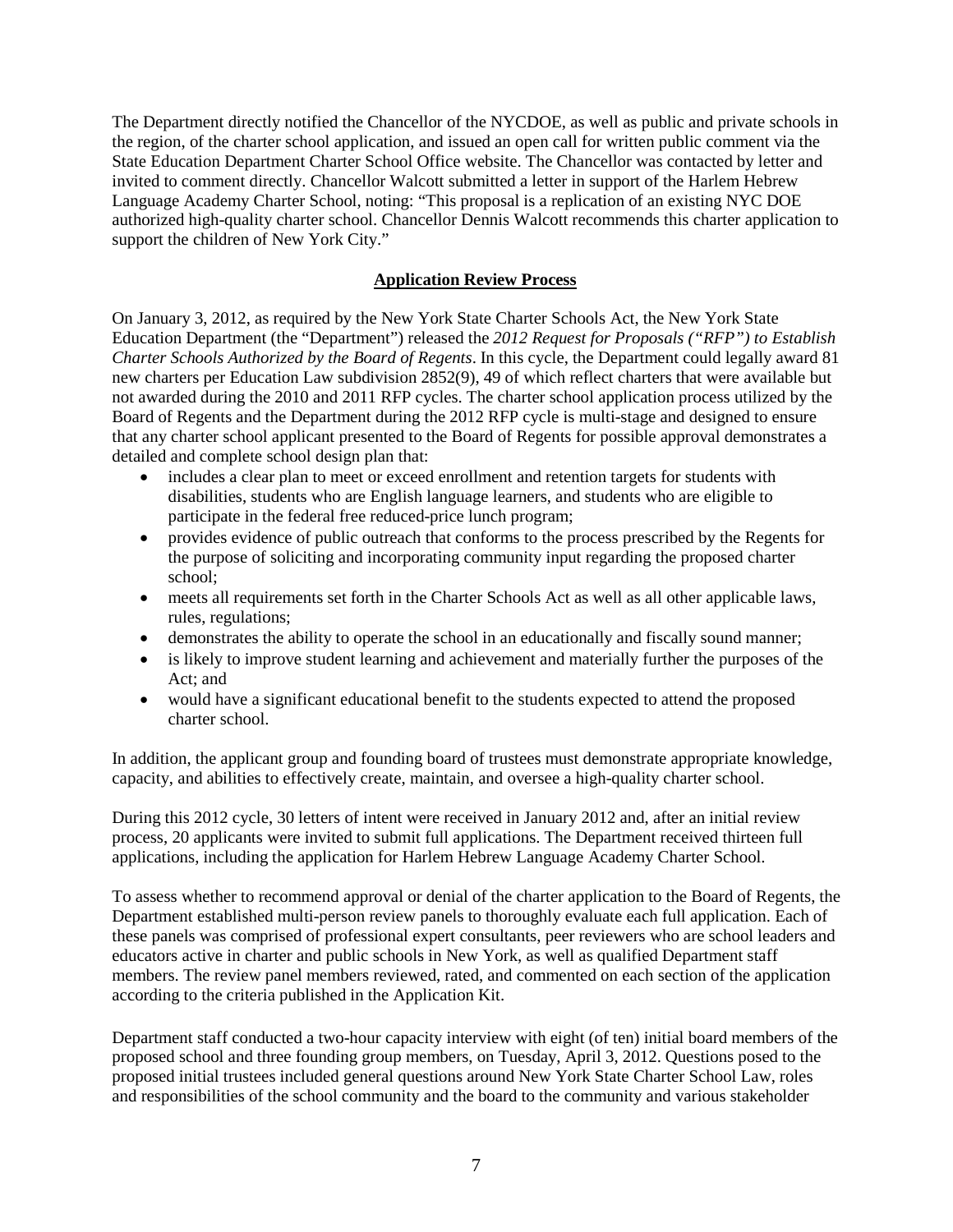The Department directly notified the Chancellor of the NYCDOE, as well as public and private schools in the region, of the charter school application, and issued an open call for written public comment via the State Education Department Charter School Office website. The Chancellor was contacted by letter and invited to comment directly. Chancellor Walcott submitted a letter in support of the Harlem Hebrew Language Academy Charter School, noting: "This proposal is a replication of an existing NYC DOE authorized high-quality charter school. Chancellor Dennis Walcott recommends this charter application to support the children of New York City."

## Application Review Process

On January 3, 2012, as required by the New York State Charter Schools Act, the New York State Education Department (the "Department") released the *2012 Request for Proposals ("RFP") to Establish Charter Schools Authorized by the Board of Regents*. In this cycle, the Department could legally award 81 new charters per Education Law subdivision 2852(9), 49 of which reflect charters that were available but not awarded during the 2010 and 2011 RFP cycles. The charter school application process utilized by the Board of Regents and the Department during the 2012 RFP cycle is multi-stage and designed to ensure that any charter school applicant presented to the Board of Regents for possible approval demonstrates a detailed and complete school design plan that:

- includes a clear plan to meet or exceed enrollment and retention targets for students with disabilities, students who are English language learners, and students who are eligible to participate in the federal free reduced-price lunch program;
- provides evidence of public outreach that conforms to the process prescribed by the Regents for the purpose of soliciting and incorporating community input regarding the proposed charter school;
- meets all requirements set forth in the Charter Schools Act as well as all other applicable laws, rules, regulations;
- demonstrates the ability to operate the school in an educationally and fiscally sound manner;
- is likely to improve student learning and achievement and materially further the purposes of the Act; and
- would have a significant educational benefit to the students expected to attend the proposed charter school.

In addition, the applicant group and founding board of trustees must demonstrate appropriate knowledge, capacity, and abilities to effectively create, maintain, and oversee a high-quality charter school.

During this 2012 cycle, 30 letters of intent were received in January 2012 and, after an initial review process, 20 applicants were invited to submit full applications. The Department received thirteen full applications, including the application for Harlem Hebrew Language Academy Charter School.

To assess whether to recommend approval or denial of the charter application to the Board of Regents, the Department established multi-person review panels to thoroughly evaluate each full application. Each of these panels was comprised of professional expert consultants, peer reviewers who are school leaders and educators active in charter and public schools in New York, as well as qualified Department staff members. The review panel members reviewed, rated, and commented on each section of the application according to the criteria published in the Application Kit.

Department staff conducted a two-hour capacity interview with eight (of ten) initial board members of the proposed school and three founding group members, on Tuesday, April 3, 2012. Questions posed to the proposed initial trustees included general questions around New York State Charter School Law, roles and responsibilities of the school community and the board to the community and various stakeholder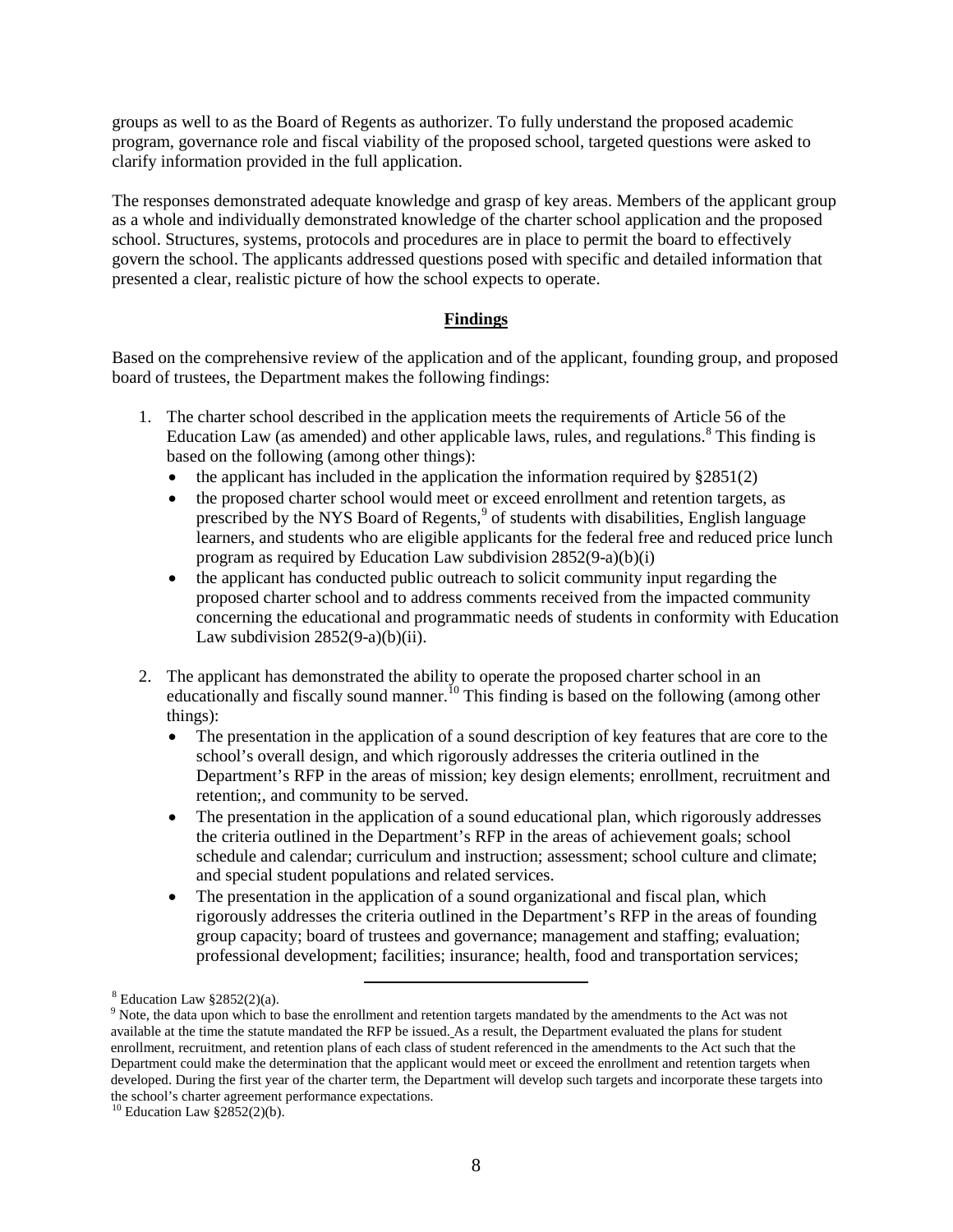groups as well to as the Board of Regents as authorizer. To fully understand the proposed academic program, governance role and fiscal viability of the proposed school, targeted questions were asked to clarify information provided in the full application.

The responses demonstrated adequate knowledge and grasp of key areas. Members of the applicant group as a whole and individually demonstrated knowledge of the charter school application and the proposed school. Structures, systems, protocols and procedures are in place to permit the board to effectively govern the school. The applicants addressed questions posed with specific and detailed information that presented a clear, realistic picture of how the school expects to operate.

## Findings

Based on the comprehensive review of the application and of the applicant, founding group, and proposed board of trustees, the Department makes the following findings:

1. The charter school described in the application meets the requirements of Article 56 of the Education Law (as amended) and other applicable laws, rules, and regulations.[8] This finding is based on the following (among other things):
   - the applicant has included in the application the information required by §2851(2)
   - the proposed charter school would meet or exceed enrollment and retention targets, as prescribed by the NYS Board of Regents,[9] of students with disabilities, English language learners, and students who are eligible applicants for the federal free and reduced price lunch program as required by Education Law subdivision 2852(9-a)(b)(i)
   - the applicant has conducted public outreach to solicit community input regarding the proposed charter school and to address comments received from the impacted community concerning the educational and programmatic needs of students in conformity with Education Law subdivision 2852(9-a)(b)(ii).

2. The applicant has demonstrated the ability to operate the proposed charter school in an educationally and fiscally sound manner.[10] This finding is based on the following (among other things):
   - The presentation in the application of a sound description of key features that are core to the school's overall design, and which rigorously addresses the criteria outlined in the Department's RFP in the areas of mission; key design elements; enrollment, recruitment and retention;, and community to be served.
   - The presentation in the application of a sound educational plan, which rigorously addresses the criteria outlined in the Department's RFP in the areas of achievement goals; school schedule and calendar; curriculum and instruction; assessment; school culture and climate; and special student populations and related services.
   - The presentation in the application of a sound organizational and fiscal plan, which rigorously addresses the criteria outlined in the Department's RFP in the areas of founding group capacity; board of trustees and governance; management and staffing; evaluation; professional development; facilities; insurance; health, food and transportation services;

---

[8] Education Law §2852(2)(a).

[9] Note, the data upon which to base the enrollment and retention targets mandated by the amendments to the Act was not available at the time the statute mandated the RFP be issued. As a result, the Department evaluated the plans for student enrollment, recruitment, and retention plans of each class of student referenced in the amendments to the Act such that the Department could make the determination that the applicant would meet or exceed the enrollment and retention targets when developed. During the first year of the charter term, the Department will develop such targets and incorporate these targets into the school's charter agreement performance expectations.

[10] Education Law §2852(2)(b).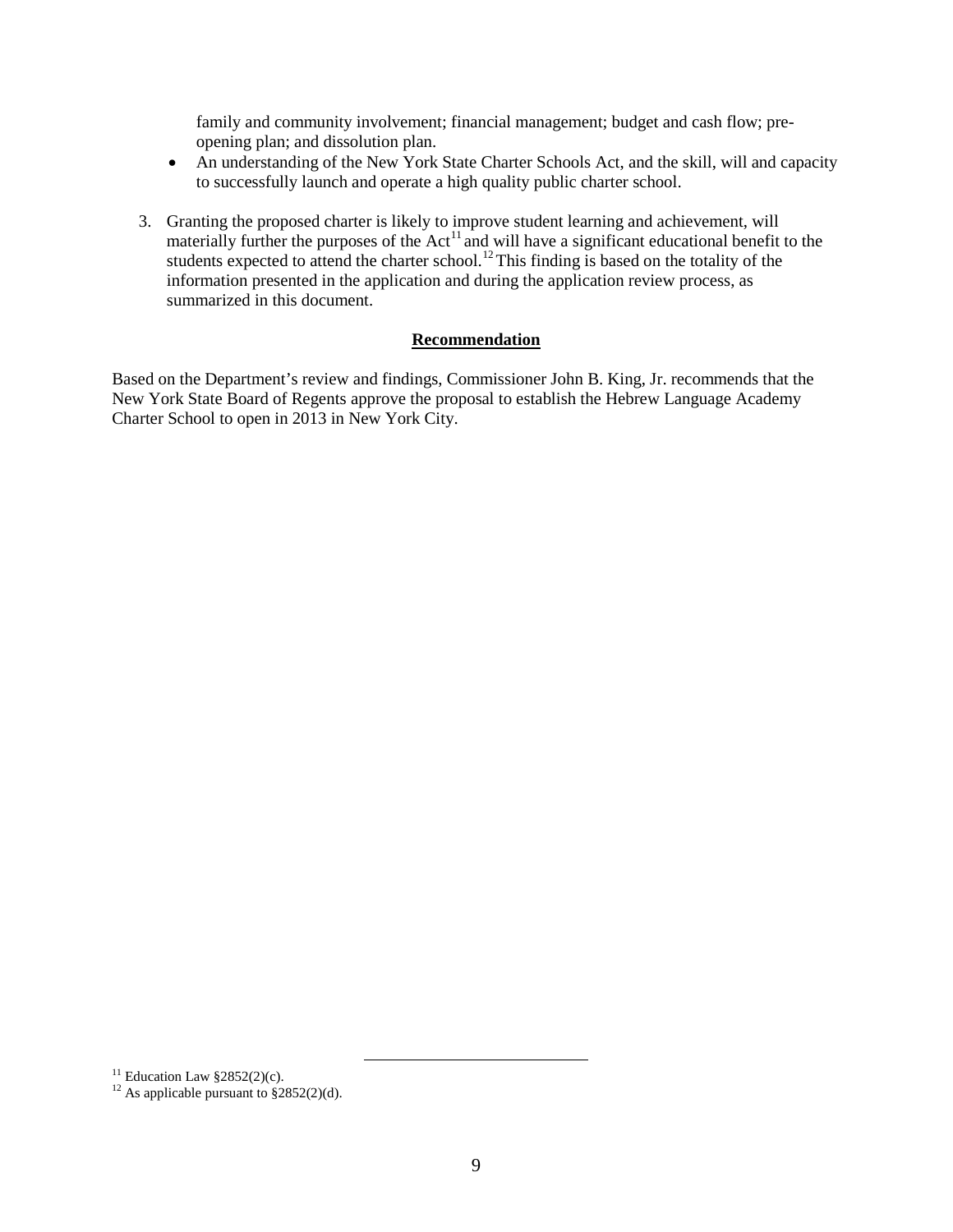family and community involvement; financial management; budget and cash flow; pre-opening plan; and dissolution plan.

- An understanding of the New York State Charter Schools Act, and the skill, will and capacity to successfully launch and operate a high quality public charter school.

3. Granting the proposed charter is likely to improve student learning and achievement, will materially further the purposes of the Act[11] and will have a significant educational benefit to the students expected to attend the charter school.[12] This finding is based on the totality of the information presented in the application and during the application review process, as summarized in this document.

## Recommendation

Based on the Department's review and findings, Commissioner John B. King, Jr. recommends that the New York State Board of Regents approve the proposal to establish the Hebrew Language Academy Charter School to open in 2013 in New York City.

---

[11] Education Law §2852(2)(c).
[12] As applicable pursuant to §2852(2)(d).